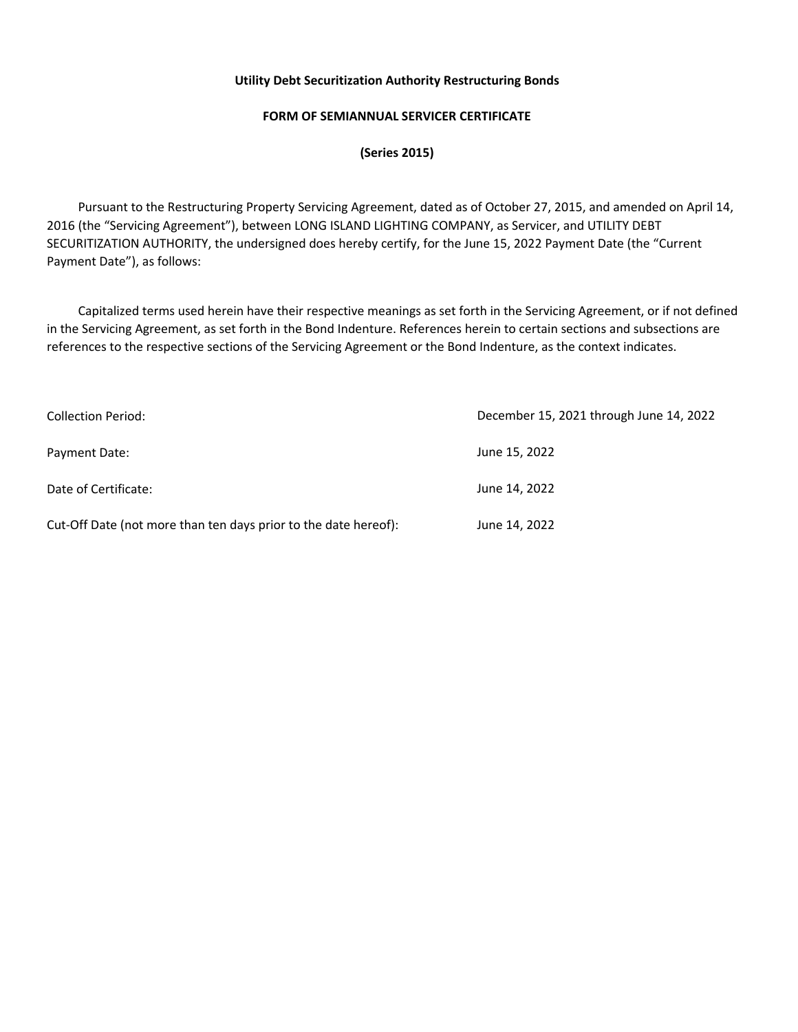**Utility Debt Securitization Authority Restructuring Bonds**

**FORM OF SEMIANNUAL SERVICER CERTIFICATE**

**(Series 2015)**

Pursuant to the Restructuring Property Servicing Agreement, dated as of October 27, 2015, and amended on April 14, 2016 (the "Servicing Agreement"), between LONG ISLAND LIGHTING COMPANY, as Servicer, and UTILITY DEBT SECURITIZATION AUTHORITY, the undersigned does hereby certify, for the June 15, 2022 Payment Date (the "Current Payment Date"), as follows:

Capitalized terms used herein have their respective meanings as set forth in the Servicing Agreement, or if not defined in the Servicing Agreement, as set forth in the Bond Indenture. References herein to certain sections and subsections are references to the respective sections of the Servicing Agreement or the Bond Indenture, as the context indicates.

| | |
|---|---|
| Collection Period: | December 15, 2021 through June 14, 2022 |
| Payment Date: | June 15, 2022 |
| Date of Certificate: | June 14, 2022 |
| Cut-Off Date (not more than ten days prior to the date hereof): | June 14, 2022 |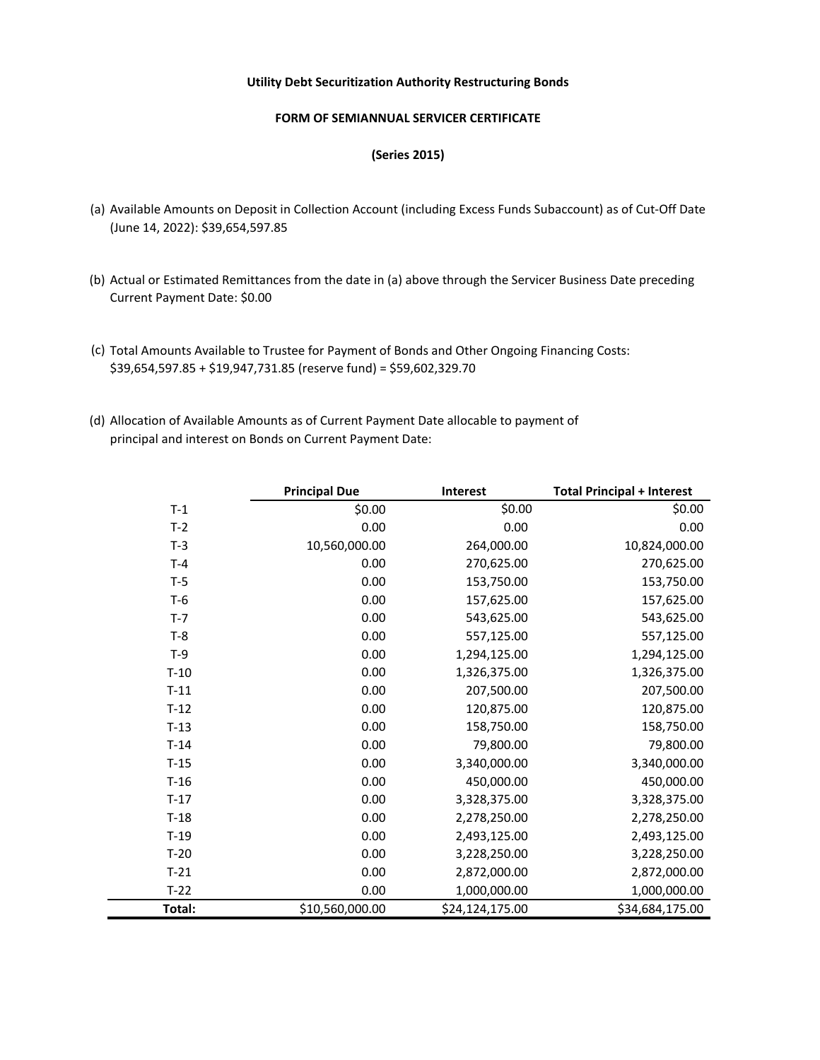**Utility Debt Securitization Authority Restructuring Bonds**

**FORM OF SEMIANNUAL SERVICER CERTIFICATE**

**(Series 2015)**

(a) Available Amounts on Deposit in Collection Account (including Excess Funds Subaccount) as of Cut-Off Date (June 14, 2022): $39,654,597.85

(b) Actual or Estimated Remittances from the date in (a) above through the Servicer Business Date preceding Current Payment Date: $0.00

(c) Total Amounts Available to Trustee for Payment of Bonds and Other Ongoing Financing Costs: $39,654,597.85 + $19,947,731.85 (reserve fund) = $59,602,329.70

(d) Allocation of Available Amounts as of Current Payment Date allocable to payment of principal and interest on Bonds on Current Payment Date:

| | Principal Due | Interest | Total Principal + Interest |
|---|---|---|---|
| T-1 | $0.00 | $0.00 | $0.00 |
| T-2 | 0.00 | 0.00 | 0.00 |
| T-3 | 10,560,000.00 | 264,000.00 | 10,824,000.00 |
| T-4 | 0.00 | 270,625.00 | 270,625.00 |
| T-5 | 0.00 | 153,750.00 | 153,750.00 |
| T-6 | 0.00 | 157,625.00 | 157,625.00 |
| T-7 | 0.00 | 543,625.00 | 543,625.00 |
| T-8 | 0.00 | 557,125.00 | 557,125.00 |
| T-9 | 0.00 | 1,294,125.00 | 1,294,125.00 |
| T-10 | 0.00 | 1,326,375.00 | 1,326,375.00 |
| T-11 | 0.00 | 207,500.00 | 207,500.00 |
| T-12 | 0.00 | 120,875.00 | 120,875.00 |
| T-13 | 0.00 | 158,750.00 | 158,750.00 |
| T-14 | 0.00 | 79,800.00 | 79,800.00 |
| T-15 | 0.00 | 3,340,000.00 | 3,340,000.00 |
| T-16 | 0.00 | 450,000.00 | 450,000.00 |
| T-17 | 0.00 | 3,328,375.00 | 3,328,375.00 |
| T-18 | 0.00 | 2,278,250.00 | 2,278,250.00 |
| T-19 | 0.00 | 2,493,125.00 | 2,493,125.00 |
| T-20 | 0.00 | 3,228,250.00 | 3,228,250.00 |
| T-21 | 0.00 | 2,872,000.00 | 2,872,000.00 |
| T-22 | 0.00 | 1,000,000.00 | 1,000,000.00 |
| **Total:** | $10,560,000.00 | $24,124,175.00 | $34,684,175.00 |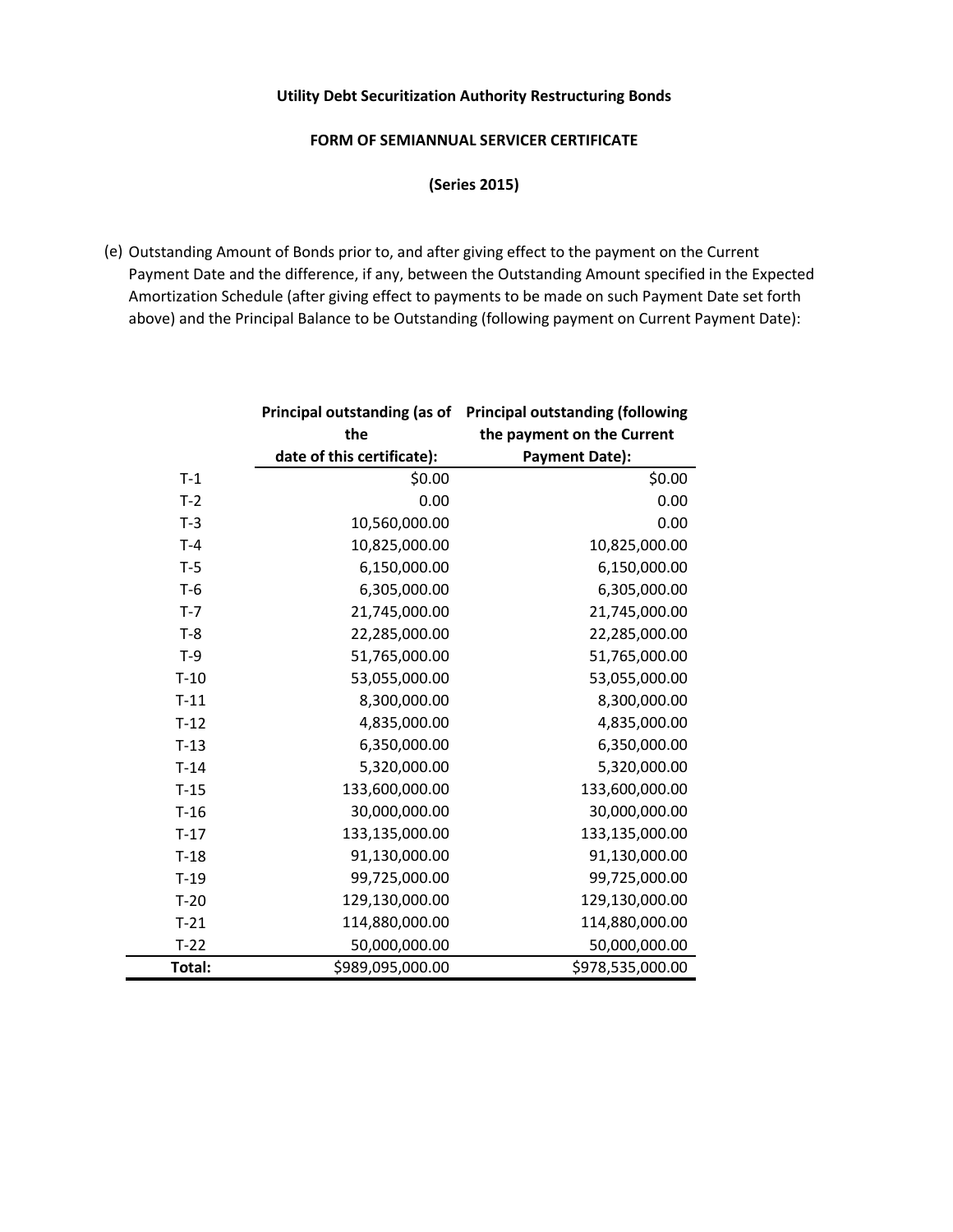**Utility Debt Securitization Authority Restructuring Bonds**

**FORM OF SEMIANNUAL SERVICER CERTIFICATE**

**(Series 2015)**

(e) Outstanding Amount of Bonds prior to, and after giving effect to the payment on the Current Payment Date and the difference, if any, between the Outstanding Amount specified in the Expected Amortization Schedule (after giving effect to payments to be made on such Payment Date set forth above) and the Principal Balance to be Outstanding (following payment on Current Payment Date):

| | Principal outstanding (as of the date of this certificate): | Principal outstanding (following the payment on the Current Payment Date): |
|---|---|---|
| T-1 | $0.00 | $0.00 |
| T-2 | 0.00 | 0.00 |
| T-3 | 10,560,000.00 | 0.00 |
| T-4 | 10,825,000.00 | 10,825,000.00 |
| T-5 | 6,150,000.00 | 6,150,000.00 |
| T-6 | 6,305,000.00 | 6,305,000.00 |
| T-7 | 21,745,000.00 | 21,745,000.00 |
| T-8 | 22,285,000.00 | 22,285,000.00 |
| T-9 | 51,765,000.00 | 51,765,000.00 |
| T-10 | 53,055,000.00 | 53,055,000.00 |
| T-11 | 8,300,000.00 | 8,300,000.00 |
| T-12 | 4,835,000.00 | 4,835,000.00 |
| T-13 | 6,350,000.00 | 6,350,000.00 |
| T-14 | 5,320,000.00 | 5,320,000.00 |
| T-15 | 133,600,000.00 | 133,600,000.00 |
| T-16 | 30,000,000.00 | 30,000,000.00 |
| T-17 | 133,135,000.00 | 133,135,000.00 |
| T-18 | 91,130,000.00 | 91,130,000.00 |
| T-19 | 99,725,000.00 | 99,725,000.00 |
| T-20 | 129,130,000.00 | 129,130,000.00 |
| T-21 | 114,880,000.00 | 114,880,000.00 |
| T-22 | 50,000,000.00 | 50,000,000.00 |
| **Total:** | $989,095,000.00 | $978,535,000.00 |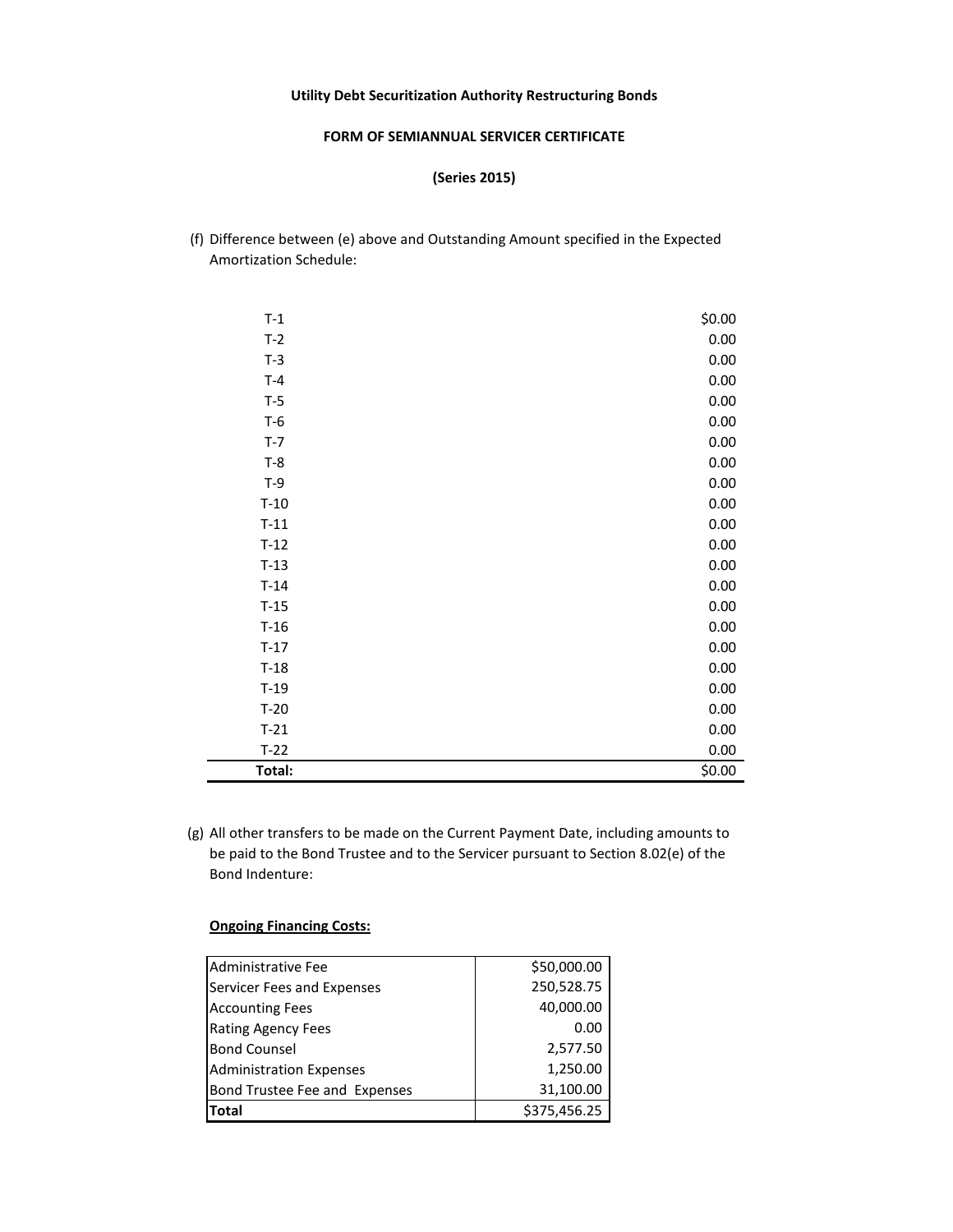**Utility Debt Securitization Authority Restructuring Bonds**

**FORM OF SEMIANNUAL SERVICER CERTIFICATE**

**(Series 2015)**

(f) Difference between (e) above and Outstanding Amount specified in the Expected Amortization Schedule:

| | |
|---|---|
| T-1 | $0.00 |
| T-2 | 0.00 |
| T-3 | 0.00 |
| T-4 | 0.00 |
| T-5 | 0.00 |
| T-6 | 0.00 |
| T-7 | 0.00 |
| T-8 | 0.00 |
| T-9 | 0.00 |
| T-10 | 0.00 |
| T-11 | 0.00 |
| T-12 | 0.00 |
| T-13 | 0.00 |
| T-14 | 0.00 |
| T-15 | 0.00 |
| T-16 | 0.00 |
| T-17 | 0.00 |
| T-18 | 0.00 |
| T-19 | 0.00 |
| T-20 | 0.00 |
| T-21 | 0.00 |
| T-22 | 0.00 |
| **Total:** | $0.00 |

(g) All other transfers to be made on the Current Payment Date, including amounts to be paid to the Bond Trustee and to the Servicer pursuant to Section 8.02(e) of the Bond Indenture:

**Ongoing Financing Costs:**

| | |
|---|---|
| Administrative Fee | $50,000.00 |
| Servicer Fees and Expenses | 250,528.75 |
| Accounting Fees | 40,000.00 |
| Rating Agency Fees | 0.00 |
| Bond Counsel | 2,577.50 |
| Administration Expenses | 1,250.00 |
| Bond Trustee Fee and Expenses | 31,100.00 |
| **Total** | $375,456.25 |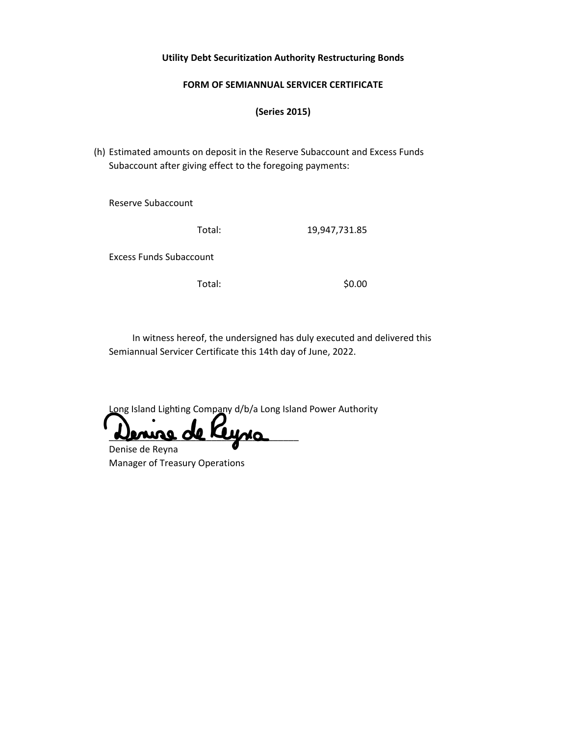**Utility Debt Securitization Authority Restructuring Bonds**

**FORM OF SEMIANNUAL SERVICER CERTIFICATE**

**(Series 2015)**

(h) Estimated amounts on deposit in the Reserve Subaccount and Excess Funds Subaccount after giving effect to the foregoing payments:

Reserve Subaccount

| | |
|---|---|
| Total: | 19,947,731.85 |

Excess Funds Subaccount

| | |
|---|---|
| Total: | $0.00 |

In witness hereof, the undersigned has duly executed and delivered this Semiannual Servicer Certificate this 14th day of June, 2022.

Long Island Lighting Company d/b/a Long Island Power Authority

Denise de Reyna

Denise de Reyna
Manager of Treasury Operations